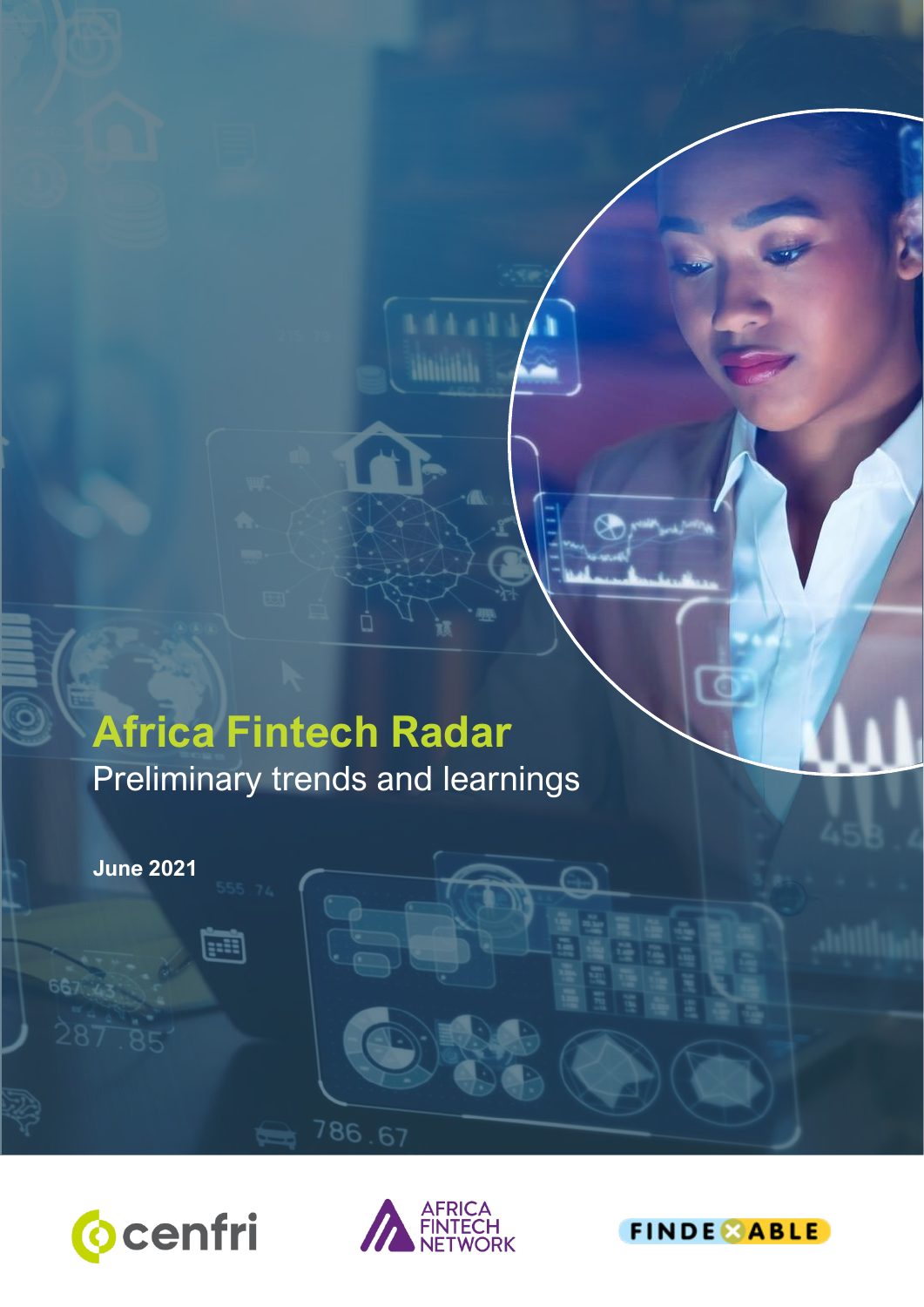# Africa Fintech Radar

Preliminary trends and learnings

**June 2021**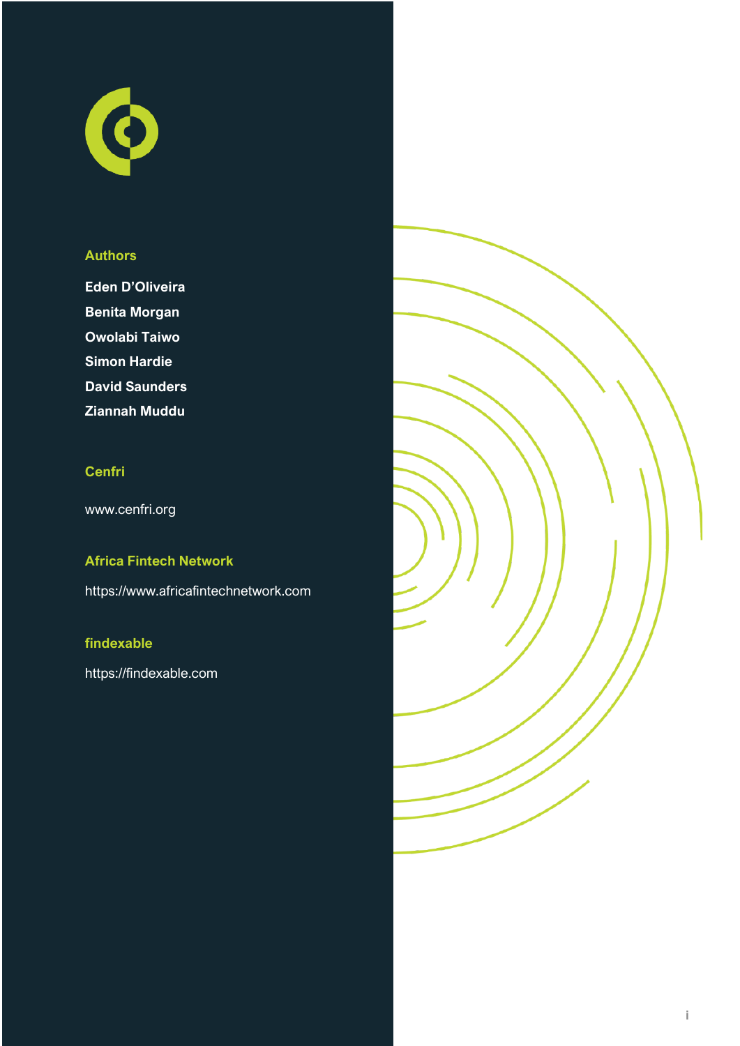## Authors

**Eden D'Oliveira**

**Benita Morgan**

**Owolabi Taiwo**

**Simon Hardie**

**David Saunders**

**Ziannah Muddu**

## Cenfri

www.cenfri.org

## Africa Fintech Network

https://www.africafintechnetwork.com

## findexable

https://findexable.com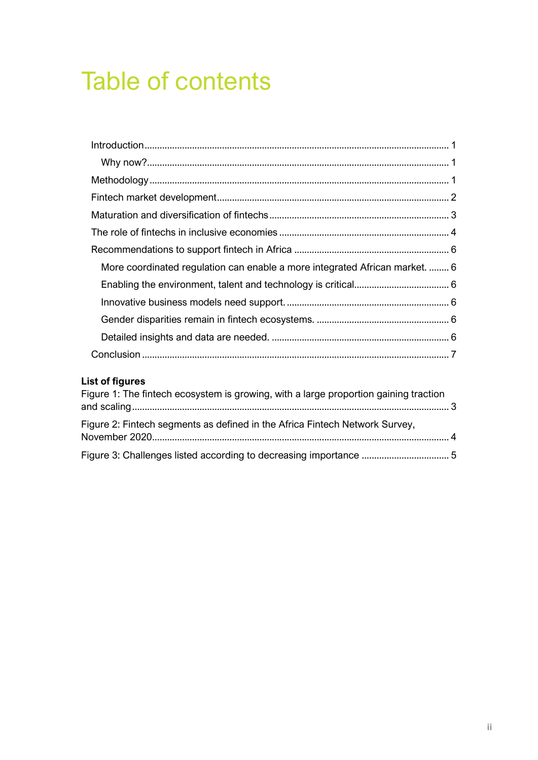# Table of contents

- Introduction 1
  - Why now? 1
- Methodology 1
- Fintech market development 2
- Maturation and diversification of fintechs 3
- The role of fintechs in inclusive economies 4
- Recommendations to support fintech in Africa 6
  - More coordinated regulation can enable a more integrated African market. 6
  - Enabling the environment, talent and technology is critical 6
  - Innovative business models need support. 6
  - Gender disparities remain in fintech ecosystems. 6
  - Detailed insights and data are needed. 6
- Conclusion 7

**List of figures**

Figure 1: The fintech ecosystem is growing, with a large proportion gaining traction and scaling 3

Figure 2: Fintech segments as defined in the Africa Fintech Network Survey, November 2020 4

Figure 3: Challenges listed according to decreasing importance 5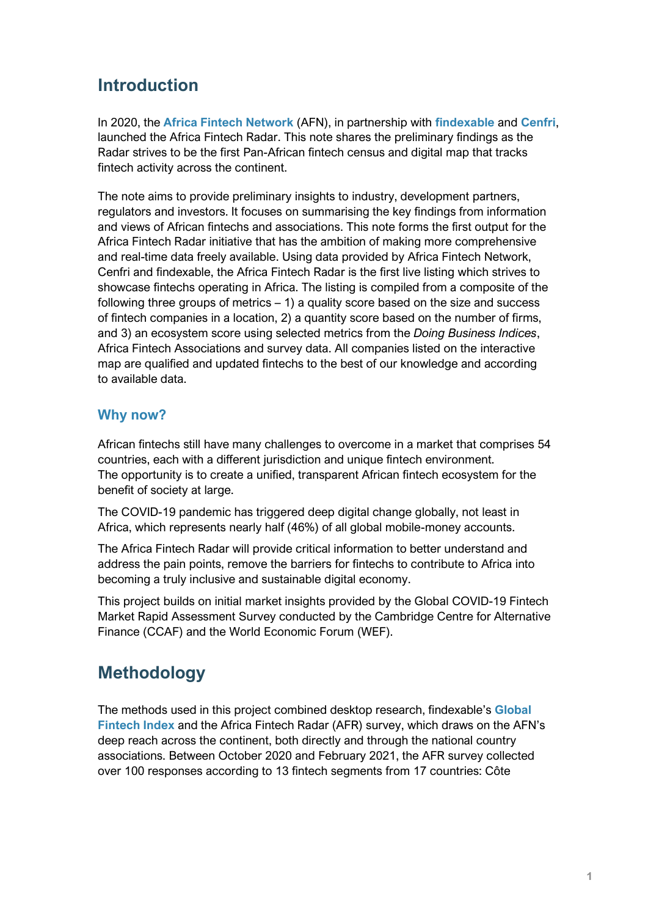## Introduction

In 2020, the **Africa Fintech Network** (AFN), in partnership with **findexable** and **Cenfri**, launched the Africa Fintech Radar. This note shares the preliminary findings as the Radar strives to be the first Pan-African fintech census and digital map that tracks fintech activity across the continent.

The note aims to provide preliminary insights to industry, development partners, regulators and investors. It focuses on summarising the key findings from information and views of African fintechs and associations. This note forms the first output for the Africa Fintech Radar initiative that has the ambition of making more comprehensive and real-time data freely available. Using data provided by Africa Fintech Network, Cenfri and findexable, the Africa Fintech Radar is the first live listing which strives to showcase fintechs operating in Africa. The listing is compiled from a composite of the following three groups of metrics – 1) a quality score based on the size and success of fintech companies in a location, 2) a quantity score based on the number of firms, and 3) an ecosystem score using selected metrics from the *Doing Business Indices*, Africa Fintech Associations and survey data. All companies listed on the interactive map are qualified and updated fintechs to the best of our knowledge and according to available data.

### Why now?

African fintechs still have many challenges to overcome in a market that comprises 54 countries, each with a different jurisdiction and unique fintech environment. The opportunity is to create a unified, transparent African fintech ecosystem for the benefit of society at large.

The COVID-19 pandemic has triggered deep digital change globally, not least in Africa, which represents nearly half (46%) of all global mobile-money accounts.

The Africa Fintech Radar will provide critical information to better understand and address the pain points, remove the barriers for fintechs to contribute to Africa into becoming a truly inclusive and sustainable digital economy.

This project builds on initial market insights provided by the Global COVID-19 Fintech Market Rapid Assessment Survey conducted by the Cambridge Centre for Alternative Finance (CCAF) and the World Economic Forum (WEF).

## Methodology

The methods used in this project combined desktop research, findexable's **Global Fintech Index** and the Africa Fintech Radar (AFR) survey, which draws on the AFN's deep reach across the continent, both directly and through the national country associations. Between October 2020 and February 2021, the AFR survey collected over 100 responses according to 13 fintech segments from 17 countries: Côte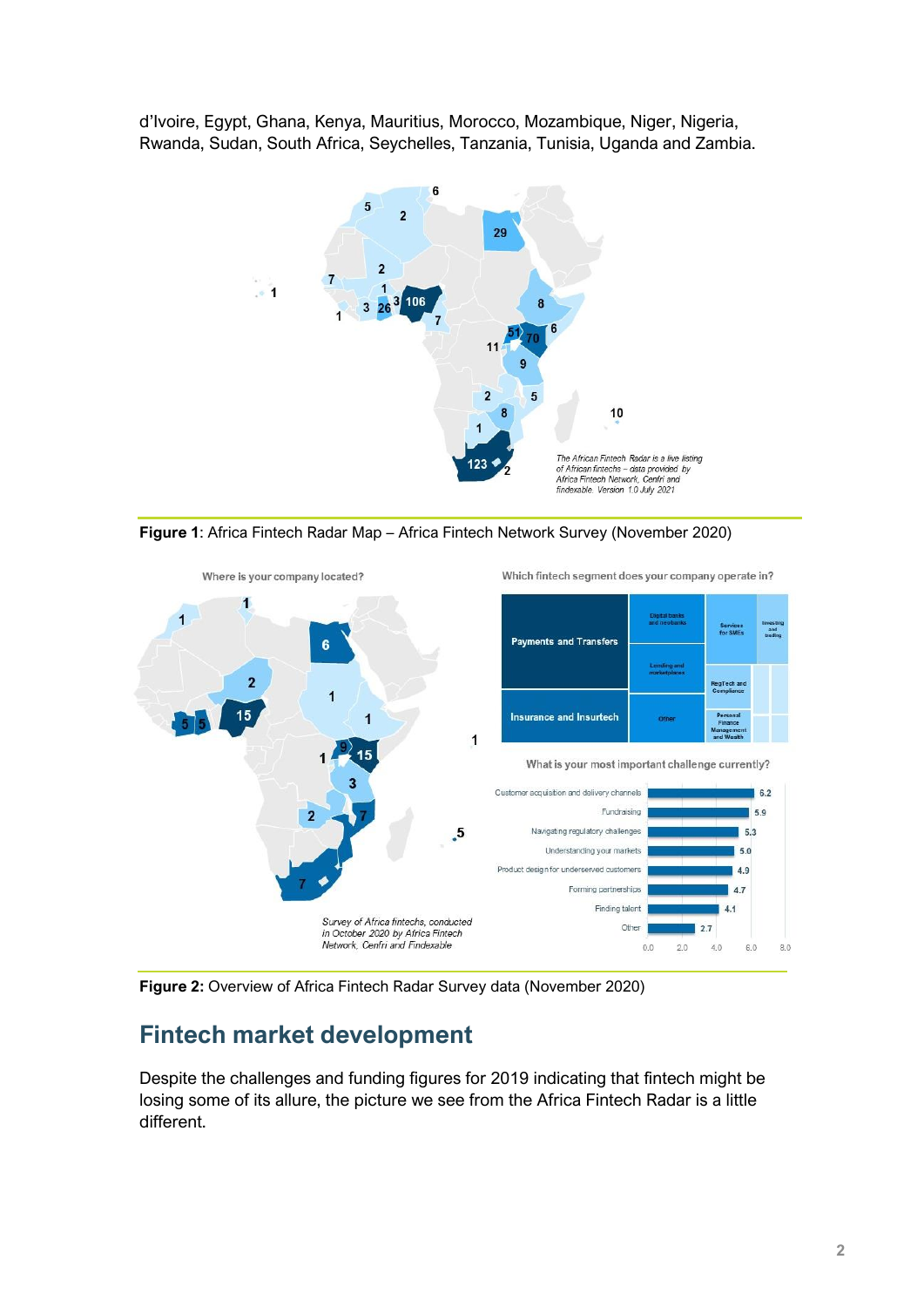d'Ivoire, Egypt, Ghana, Kenya, Mauritius, Morocco, Mozambique, Niger, Nigeria, Rwanda, Sudan, South Africa, Seychelles, Tanzania, Tunisia, Uganda and Zambia.

**Figure 1**: Africa Fintech Radar Map – Africa Fintech Network Survey (November 2020)

**Figure 2:** Overview of Africa Fintech Radar Survey data (November 2020)

## Fintech market development

Despite the challenges and funding figures for 2019 indicating that fintech might be losing some of its allure, the picture we see from the Africa Fintech Radar is a little different.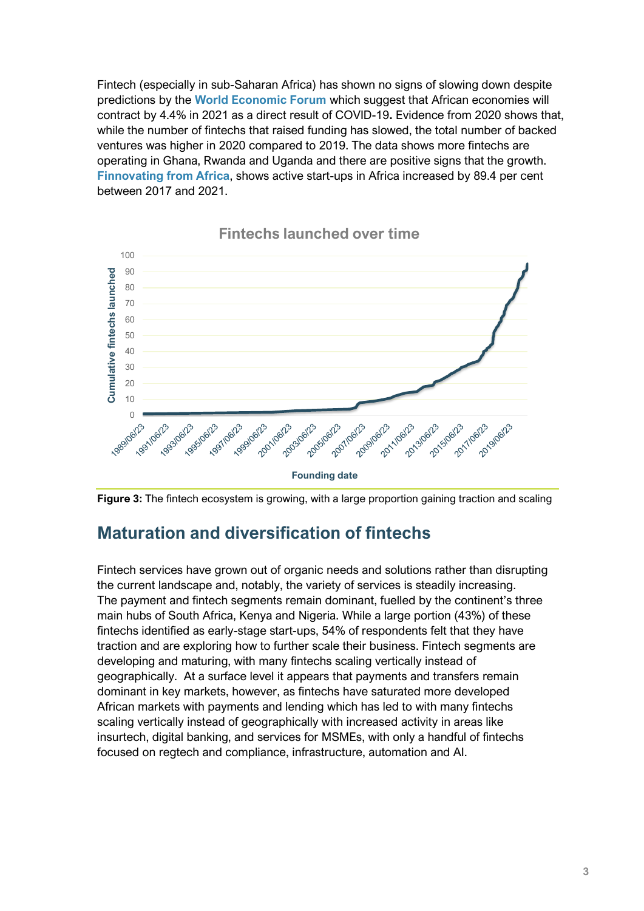Fintech (especially in sub-Saharan Africa) has shown no signs of slowing down despite predictions by the **World Economic Forum** which suggest that African economies will contract by 4.4% in 2021 as a direct result of COVID-19**.** Evidence from 2020 shows that, while the number of fintechs that raised funding has slowed, the total number of backed ventures was higher in 2020 compared to 2019. The data shows more fintechs are operating in Ghana, Rwanda and Uganda and there are positive signs that the growth. **Finnovating from Africa**, shows active start-ups in Africa increased by 89.4 per cent between 2017 and 2021.

**Figure 3:** The fintech ecosystem is growing, with a large proportion gaining traction and scaling

## Maturation and diversification of fintechs

Fintech services have grown out of organic needs and solutions rather than disrupting the current landscape and, notably, the variety of services is steadily increasing. The payment and fintech segments remain dominant, fuelled by the continent's three main hubs of South Africa, Kenya and Nigeria. While a large portion (43%) of these fintechs identified as early-stage start-ups, 54% of respondents felt that they have traction and are exploring how to further scale their business. Fintech segments are developing and maturing, with many fintechs scaling vertically instead of geographically. At a surface level it appears that payments and transfers remain dominant in key markets, however, as fintechs have saturated more developed African markets with payments and lending which has led to with many fintechs scaling vertically instead of geographically with increased activity in areas like insurtech, digital banking, and services for MSMEs, with only a handful of fintechs focused on regtech and compliance, infrastructure, automation and AI.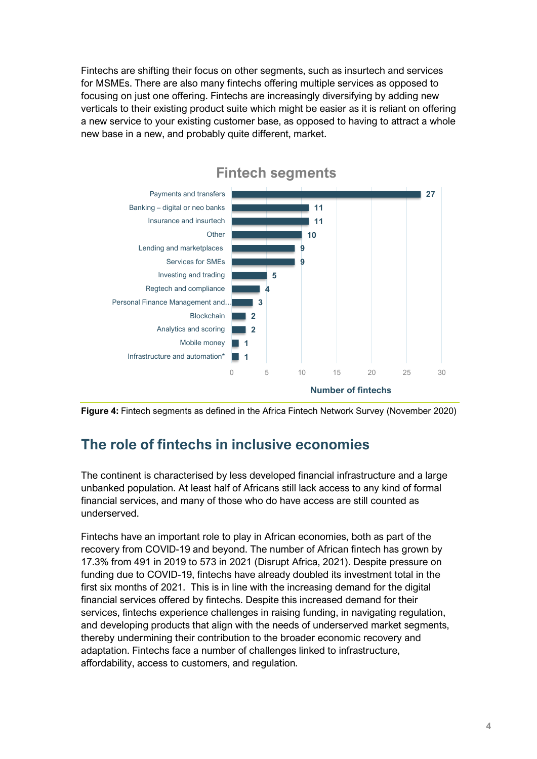Fintechs are shifting their focus on other segments, such as insurtech and services for MSMEs. There are also many fintechs offering multiple services as opposed to focusing on just one offering. Fintechs are increasingly diversifying by adding new verticals to their existing product suite which might be easier as it is reliant on offering a new service to your existing customer base, as opposed to having to attract a whole new base in a new, and probably quite different, market.

**Fintech segments**

| Segment | Number of fintechs |
|---|---|
| Payments and transfers | 27 |
| Banking – digital or neo banks | 11 |
| Insurance and insurtech | 11 |
| Other | 10 |
| Lending and marketplaces | 9 |
| Services for SMEs | 9 |
| Investing and trading | 5 |
| Regtech and compliance | 4 |
| Personal Finance Management and... | 3 |
| Blockchain | 2 |
| Analytics and scoring | 2 |
| Mobile money | 1 |
| Infrastructure and automation* | 1 |

**Figure 4:** Fintech segments as defined in the Africa Fintech Network Survey (November 2020)

## The role of fintechs in inclusive economies

The continent is characterised by less developed financial infrastructure and a large unbanked population. At least half of Africans still lack access to any kind of formal financial services, and many of those who do have access are still counted as underserved.

Fintechs have an important role to play in African economies, both as part of the recovery from COVID-19 and beyond. The number of African fintech has grown by 17.3% from 491 in 2019 to 573 in 2021 (Disrupt Africa, 2021). Despite pressure on funding due to COVID-19, fintechs have already doubled its investment total in the first six months of 2021. This is in line with the increasing demand for the digital financial services offered by fintechs. Despite this increased demand for their services, fintechs experience challenges in raising funding, in navigating regulation, and developing products that align with the needs of underserved market segments, thereby undermining their contribution to the broader economic recovery and adaptation. Fintechs face a number of challenges linked to infrastructure, affordability, access to customers, and regulation.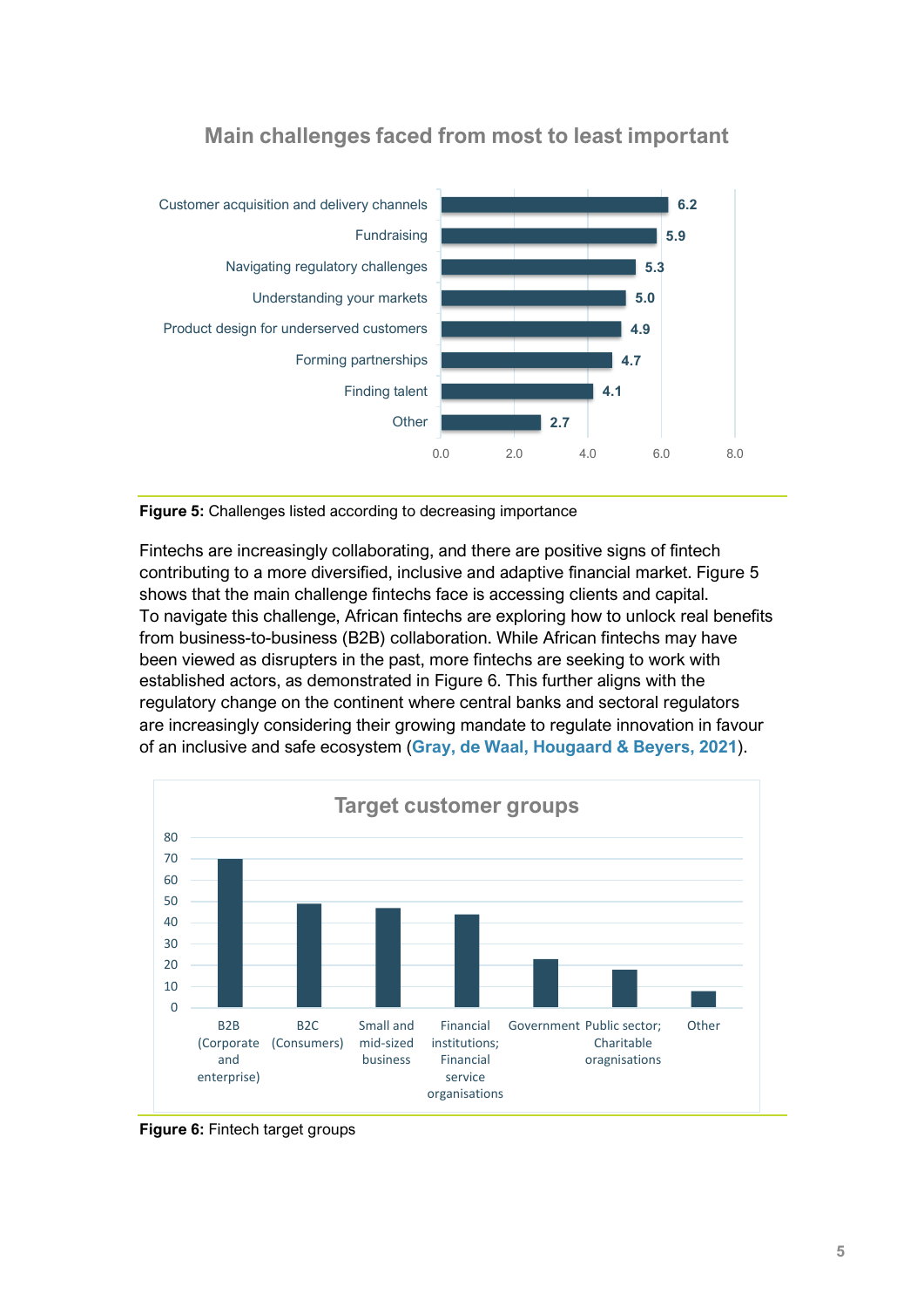## Main challenges faced from most to least important

| Challenge | Score |
|---|---|
| Customer acquisition and delivery channels | 6.2 |
| Fundraising | 5.9 |
| Navigating regulatory challenges | 5.3 |
| Understanding your markets | 5.0 |
| Product design for underserved customers | 4.9 |
| Forming partnerships | 4.7 |
| Finding talent | 4.1 |
| Other | 2.7 |

**Figure 5:** Challenges listed according to decreasing importance

Fintechs are increasingly collaborating, and there are positive signs of fintech contributing to a more diversified, inclusive and adaptive financial market. Figure 5 shows that the main challenge fintechs face is accessing clients and capital. To navigate this challenge, African fintechs are exploring how to unlock real benefits from business-to-business (B2B) collaboration. While African fintechs may have been viewed as disrupters in the past, more fintechs are seeking to work with established actors, as demonstrated in Figure 6. This further aligns with the regulatory change on the continent where central banks and sectoral regulators are increasingly considering their growing mandate to regulate innovation in favour of an inclusive and safe ecosystem (**Gray, de Waal, Hougaard & Beyers, 2021**).

## Target customer groups

| Target group | Value (approx.) |
|---|---|
| B2B (Corporate and enterprise) | 70 |
| B2C (Consumers) | 49 |
| Small and mid-sized business | 47 |
| Financial institutions; Financial service organisations | 44 |
| Government | 23 |
| Public sector; Charitable oragnisations | 18 |
| Other | 8 |

**Figure 6:** Fintech target groups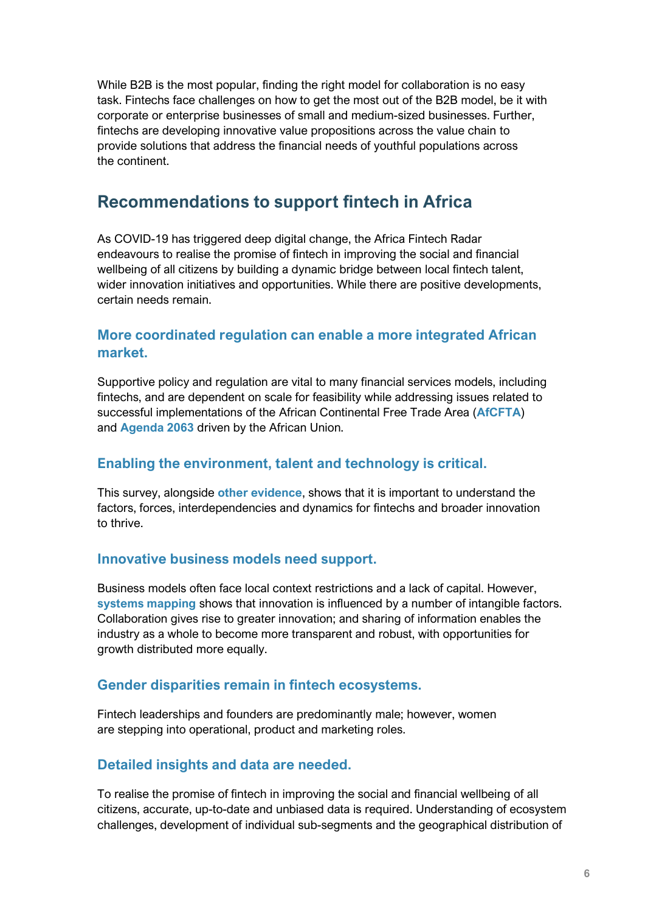While B2B is the most popular, finding the right model for collaboration is no easy task. Fintechs face challenges on how to get the most out of the B2B model, be it with corporate or enterprise businesses of small and medium-sized businesses. Further, fintechs are developing innovative value propositions across the value chain to provide solutions that address the financial needs of youthful populations across the continent.

## Recommendations to support fintech in Africa

As COVID-19 has triggered deep digital change, the Africa Fintech Radar endeavours to realise the promise of fintech in improving the social and financial wellbeing of all citizens by building a dynamic bridge between local fintech talent, wider innovation initiatives and opportunities. While there are positive developments, certain needs remain.

### More coordinated regulation can enable a more integrated African market.

Supportive policy and regulation are vital to many financial services models, including fintechs, and are dependent on scale for feasibility while addressing issues related to successful implementations of the African Continental Free Trade Area (**AfCFTA**) and **Agenda 2063** driven by the African Union.

### Enabling the environment, talent and technology is critical.

This survey, alongside **other evidence**, shows that it is important to understand the factors, forces, interdependencies and dynamics for fintechs and broader innovation to thrive.

### Innovative business models need support.

Business models often face local context restrictions and a lack of capital. However, **systems mapping** shows that innovation is influenced by a number of intangible factors. Collaboration gives rise to greater innovation; and sharing of information enables the industry as a whole to become more transparent and robust, with opportunities for growth distributed more equally.

### Gender disparities remain in fintech ecosystems.

Fintech leaderships and founders are predominantly male; however, women are stepping into operational, product and marketing roles.

### Detailed insights and data are needed.

To realise the promise of fintech in improving the social and financial wellbeing of all citizens, accurate, up-to-date and unbiased data is required. Understanding of ecosystem challenges, development of individual sub-segments and the geographical distribution of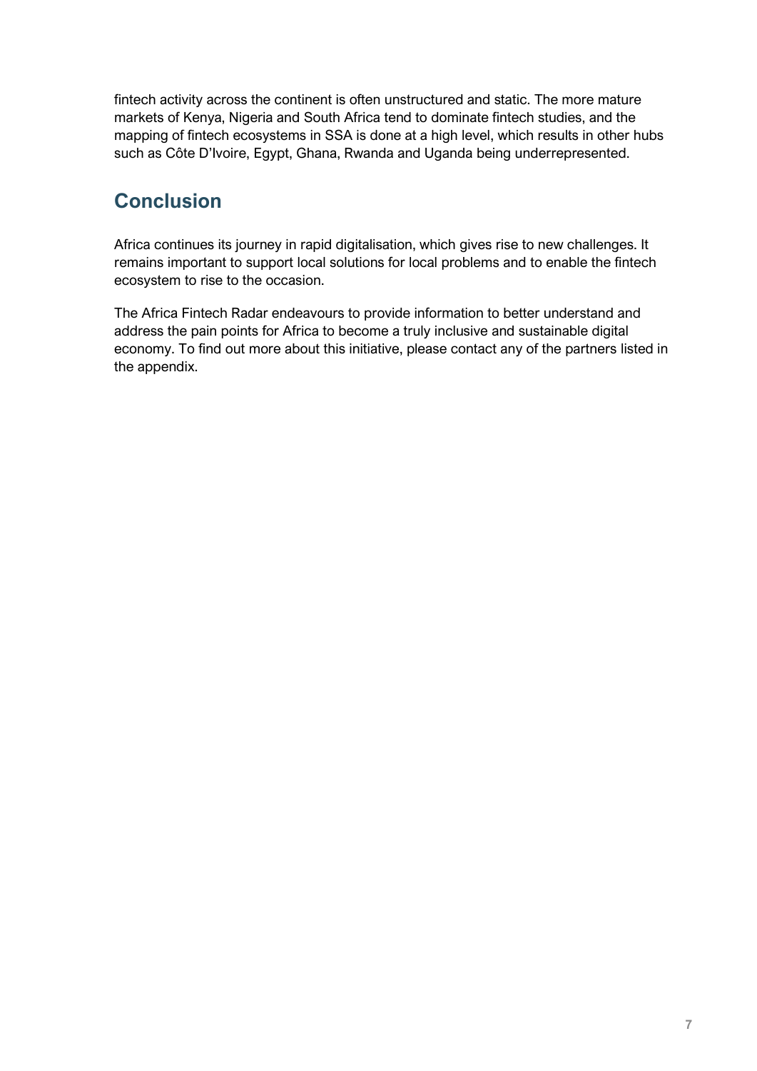fintech activity across the continent is often unstructured and static. The more mature markets of Kenya, Nigeria and South Africa tend to dominate fintech studies, and the mapping of fintech ecosystems in SSA is done at a high level, which results in other hubs such as Côte D'Ivoire, Egypt, Ghana, Rwanda and Uganda being underrepresented.

## Conclusion

Africa continues its journey in rapid digitalisation, which gives rise to new challenges. It remains important to support local solutions for local problems and to enable the fintech ecosystem to rise to the occasion.

The Africa Fintech Radar endeavours to provide information to better understand and address the pain points for Africa to become a truly inclusive and sustainable digital economy. To find out more about this initiative, please contact any of the partners listed in the appendix.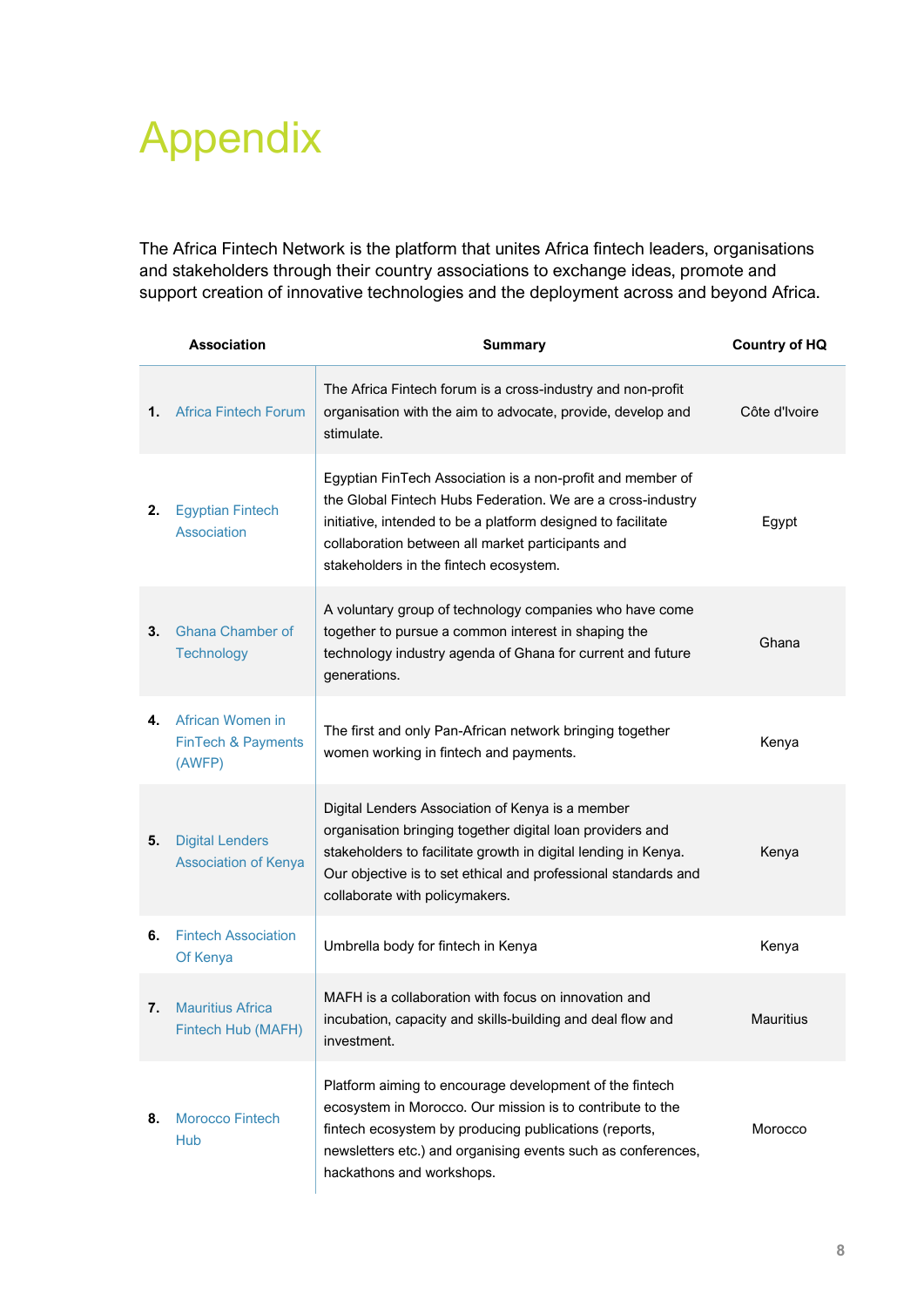# Appendix

The Africa Fintech Network is the platform that unites Africa fintech leaders, organisations and stakeholders through their country associations to exchange ideas, promote and support creation of innovative technologies and the deployment across and beyond Africa.

| Association | Summary | Country of HQ |
|---|---|---|
| **1.** Africa Fintech Forum | The Africa Fintech forum is a cross-industry and non-profit organisation with the aim to advocate, provide, develop and stimulate. | Côte d'Ivoire |
| **2.** Egyptian Fintech Association | Egyptian FinTech Association is a non-profit and member of the Global Fintech Hubs Federation. We are a cross-industry initiative, intended to be a platform designed to facilitate collaboration between all market participants and stakeholders in the fintech ecosystem. | Egypt |
| **3.** Ghana Chamber of Technology | A voluntary group of technology companies who have come together to pursue a common interest in shaping the technology industry agenda of Ghana for current and future generations. | Ghana |
| **4.** African Women in FinTech & Payments (AWFP) | The first and only Pan-African network bringing together women working in fintech and payments. | Kenya |
| **5.** Digital Lenders Association of Kenya | Digital Lenders Association of Kenya is a member organisation bringing together digital loan providers and stakeholders to facilitate growth in digital lending in Kenya. Our objective is to set ethical and professional standards and collaborate with policymakers. | Kenya |
| **6.** Fintech Association Of Kenya | Umbrella body for fintech in Kenya | Kenya |
| **7.** Mauritius Africa Fintech Hub (MAFH) | MAFH is a collaboration with focus on innovation and incubation, capacity and skills-building and deal flow and investment. | Mauritius |
| **8.** Morocco Fintech Hub | Platform aiming to encourage development of the fintech ecosystem in Morocco. Our mission is to contribute to the fintech ecosystem by producing publications (reports, newsletters etc.) and organising events such as conferences, hackathons and workshops. | Morocco |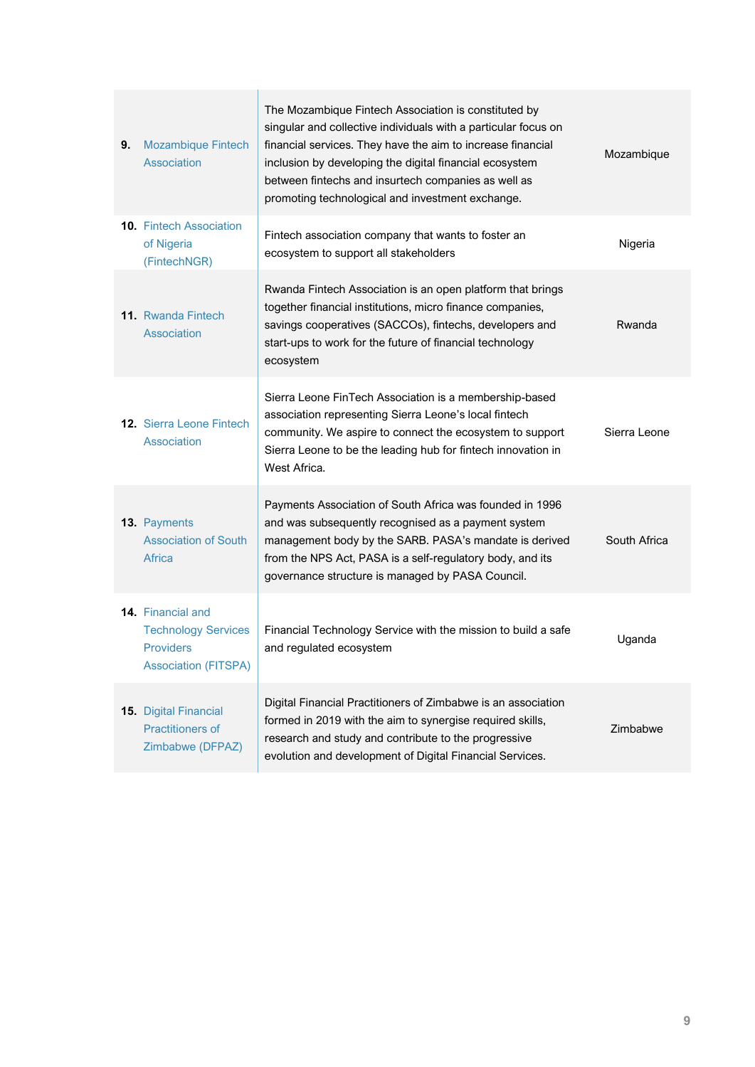| | | | |
|---|---|---|---|
| **9.** | Mozambique Fintech Association | The Mozambique Fintech Association is constituted by singular and collective individuals with a particular focus on financial services. They have the aim to increase financial inclusion by developing the digital financial ecosystem between fintechs and insurtech companies as well as promoting technological and investment exchange. | Mozambique |
| **10.** | Fintech Association of Nigeria (FintechNGR) | Fintech association company that wants to foster an ecosystem to support all stakeholders | Nigeria |
| **11.** | Rwanda Fintech Association | Rwanda Fintech Association is an open platform that brings together financial institutions, micro finance companies, savings cooperatives (SACCOs), fintechs, developers and start-ups to work for the future of financial technology ecosystem | Rwanda |
| **12.** | Sierra Leone Fintech Association | Sierra Leone FinTech Association is a membership-based association representing Sierra Leone's local fintech community. We aspire to connect the ecosystem to support Sierra Leone to be the leading hub for fintech innovation in West Africa. | Sierra Leone |
| **13.** | Payments Association of South Africa | Payments Association of South Africa was founded in 1996 and was subsequently recognised as a payment system management body by the SARB. PASA's mandate is derived from the NPS Act, PASA is a self-regulatory body, and its governance structure is managed by PASA Council. | South Africa |
| **14.** | Financial and Technology Services Providers Association (FITSPA) | Financial Technology Service with the mission to build a safe and regulated ecosystem | Uganda |
| **15.** | Digital Financial Practitioners of Zimbabwe (DFPAZ) | Digital Financial Practitioners of Zimbabwe is an association formed in 2019 with the aim to synergise required skills, research and study and contribute to the progressive evolution and development of Digital Financial Services. | Zimbabwe |